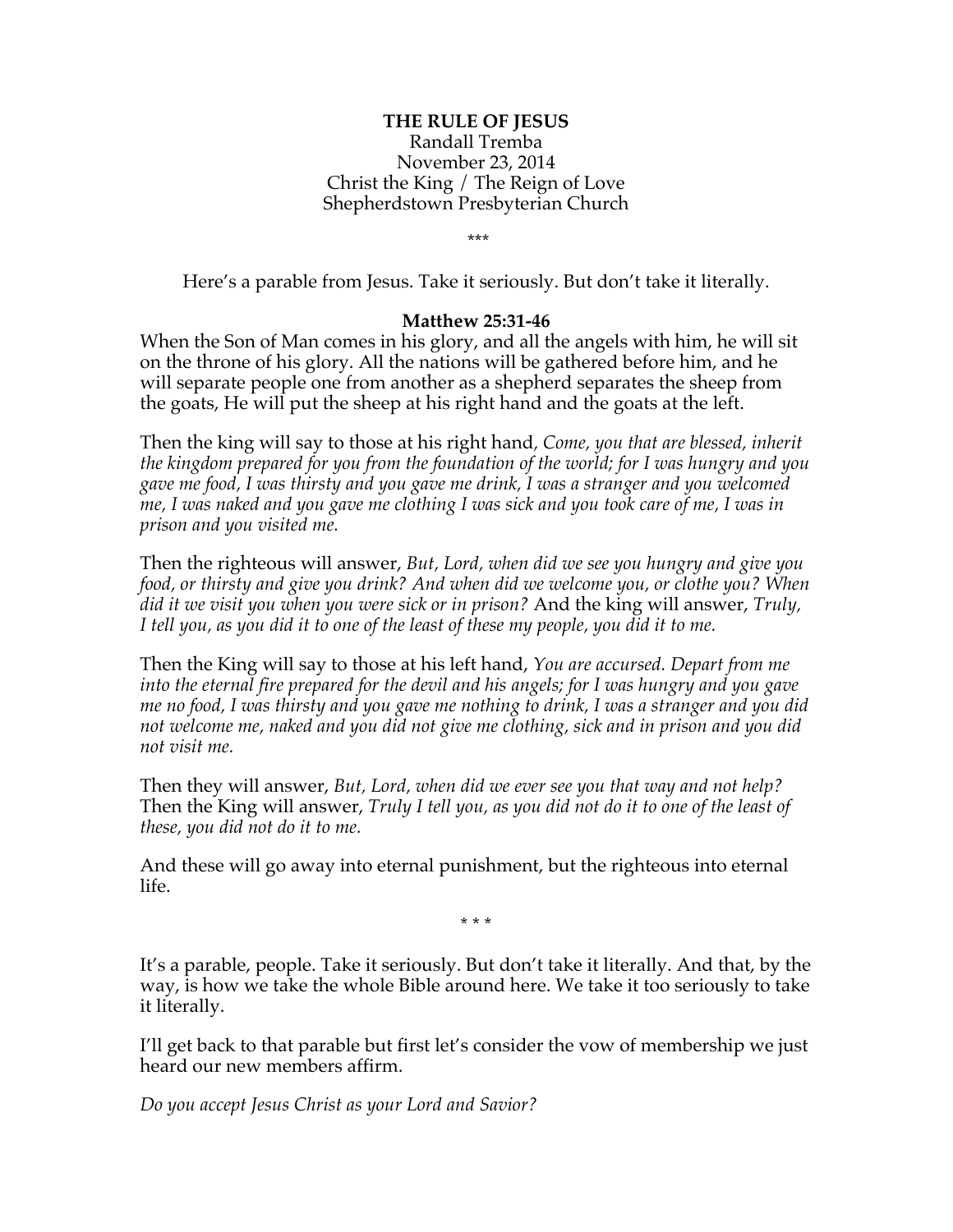**THE RULE OF JESUS**
Randall Tremba
November 23, 2014
Christ the King / The Reign of Love
Shepherdstown Presbyterian Church

\*\*\*

Here's a parable from Jesus. Take it seriously. But don't take it literally.

**Matthew 25:31-46**

When the Son of Man comes in his glory, and all the angels with him, he will sit on the throne of his glory. All the nations will be gathered before him, and he will separate people one from another as a shepherd separates the sheep from the goats, He will put the sheep at his right hand and the goats at the left.

Then the king will say to those at his right hand, *Come, you that are blessed, inherit the kingdom prepared for you from the foundation of the world; for I was hungry and you gave me food, I was thirsty and you gave me drink, I was a stranger and you welcomed me, I was naked and you gave me clothing I was sick and you took care of me, I was in prison and you visited me.*

Then the righteous will answer, *But, Lord, when did we see you hungry and give you food, or thirsty and give you drink? And when did we welcome you, or clothe you? When did it we visit you when you were sick or in prison?* And the king will answer, *Truly, I tell you, as you did it to one of the least of these my people, you did it to me.*

Then the King will say to those at his left hand, *You are accursed. Depart from me into the eternal fire prepared for the devil and his angels; for I was hungry and you gave me no food, I was thirsty and you gave me nothing to drink, I was a stranger and you did not welcome me, naked and you did not give me clothing, sick and in prison and you did not visit me.*

Then they will answer, *But, Lord, when did we ever see you that way and not help?* Then the King will answer, *Truly I tell you, as you did not do it to one of the least of these, you did not do it to me.*

And these will go away into eternal punishment, but the righteous into eternal life.

\* \* \*

It's a parable, people. Take it seriously. But don't take it literally. And that, by the way, is how we take the whole Bible around here. We take it too seriously to take it literally.

I'll get back to that parable but first let's consider the vow of membership we just heard our new members affirm.

*Do you accept Jesus Christ as your Lord and Savior?*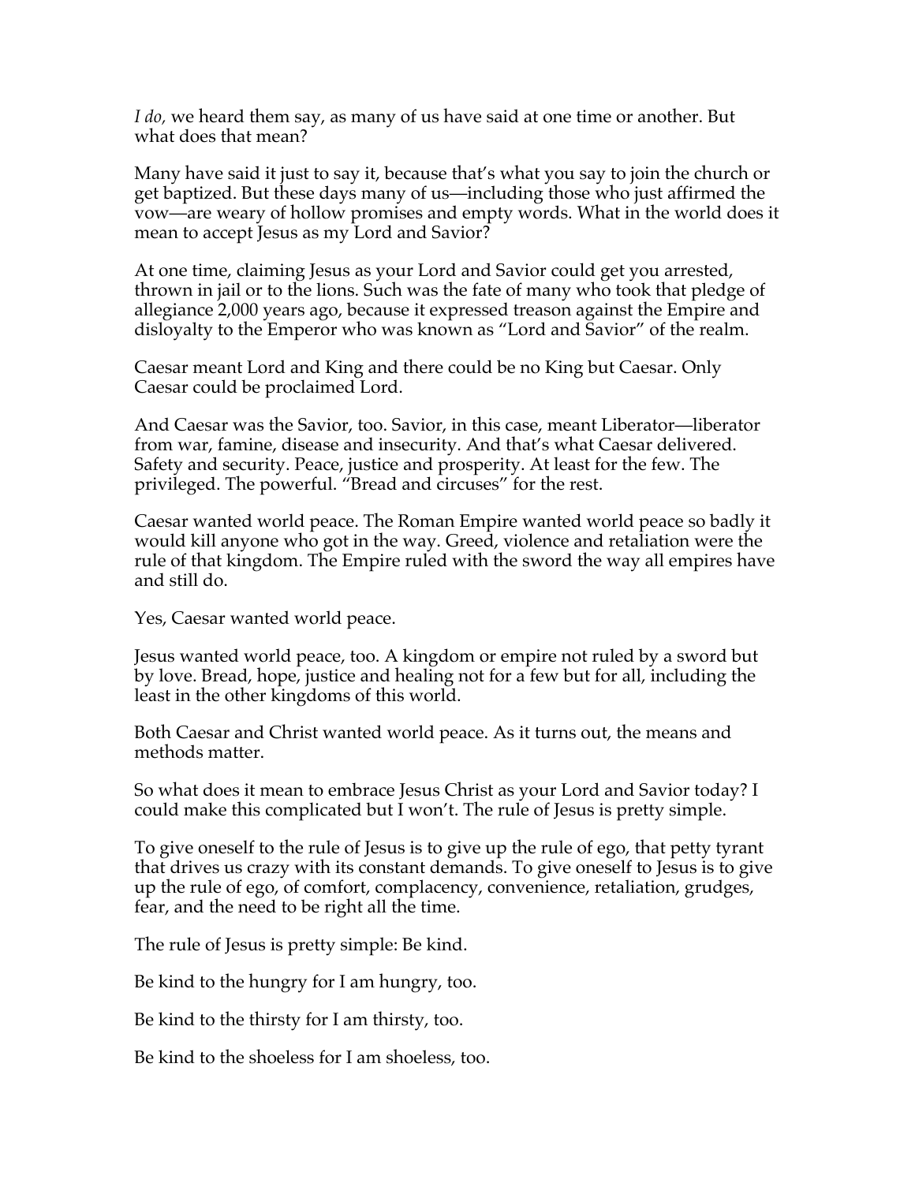*I do,* we heard them say, as many of us have said at one time or another. But what does that mean?

Many have said it just to say it, because that's what you say to join the church or get baptized. But these days many of us—including those who just affirmed the vow—are weary of hollow promises and empty words. What in the world does it mean to accept Jesus as my Lord and Savior?

At one time, claiming Jesus as your Lord and Savior could get you arrested, thrown in jail or to the lions. Such was the fate of many who took that pledge of allegiance 2,000 years ago, because it expressed treason against the Empire and disloyalty to the Emperor who was known as "Lord and Savior" of the realm.

Caesar meant Lord and King and there could be no King but Caesar. Only Caesar could be proclaimed Lord.

And Caesar was the Savior, too. Savior, in this case, meant Liberator—liberator from war, famine, disease and insecurity. And that's what Caesar delivered. Safety and security. Peace, justice and prosperity. At least for the few. The privileged. The powerful. "Bread and circuses" for the rest.

Caesar wanted world peace. The Roman Empire wanted world peace so badly it would kill anyone who got in the way. Greed, violence and retaliation were the rule of that kingdom. The Empire ruled with the sword the way all empires have and still do.

Yes, Caesar wanted world peace.

Jesus wanted world peace, too. A kingdom or empire not ruled by a sword but by love. Bread, hope, justice and healing not for a few but for all, including the least in the other kingdoms of this world.

Both Caesar and Christ wanted world peace. As it turns out, the means and methods matter.

So what does it mean to embrace Jesus Christ as your Lord and Savior today? I could make this complicated but I won't. The rule of Jesus is pretty simple.

To give oneself to the rule of Jesus is to give up the rule of ego, that petty tyrant that drives us crazy with its constant demands. To give oneself to Jesus is to give up the rule of ego, of comfort, complacency, convenience, retaliation, grudges, fear, and the need to be right all the time.

The rule of Jesus is pretty simple: Be kind.

Be kind to the hungry for I am hungry, too.

Be kind to the thirsty for I am thirsty, too.

Be kind to the shoeless for I am shoeless, too.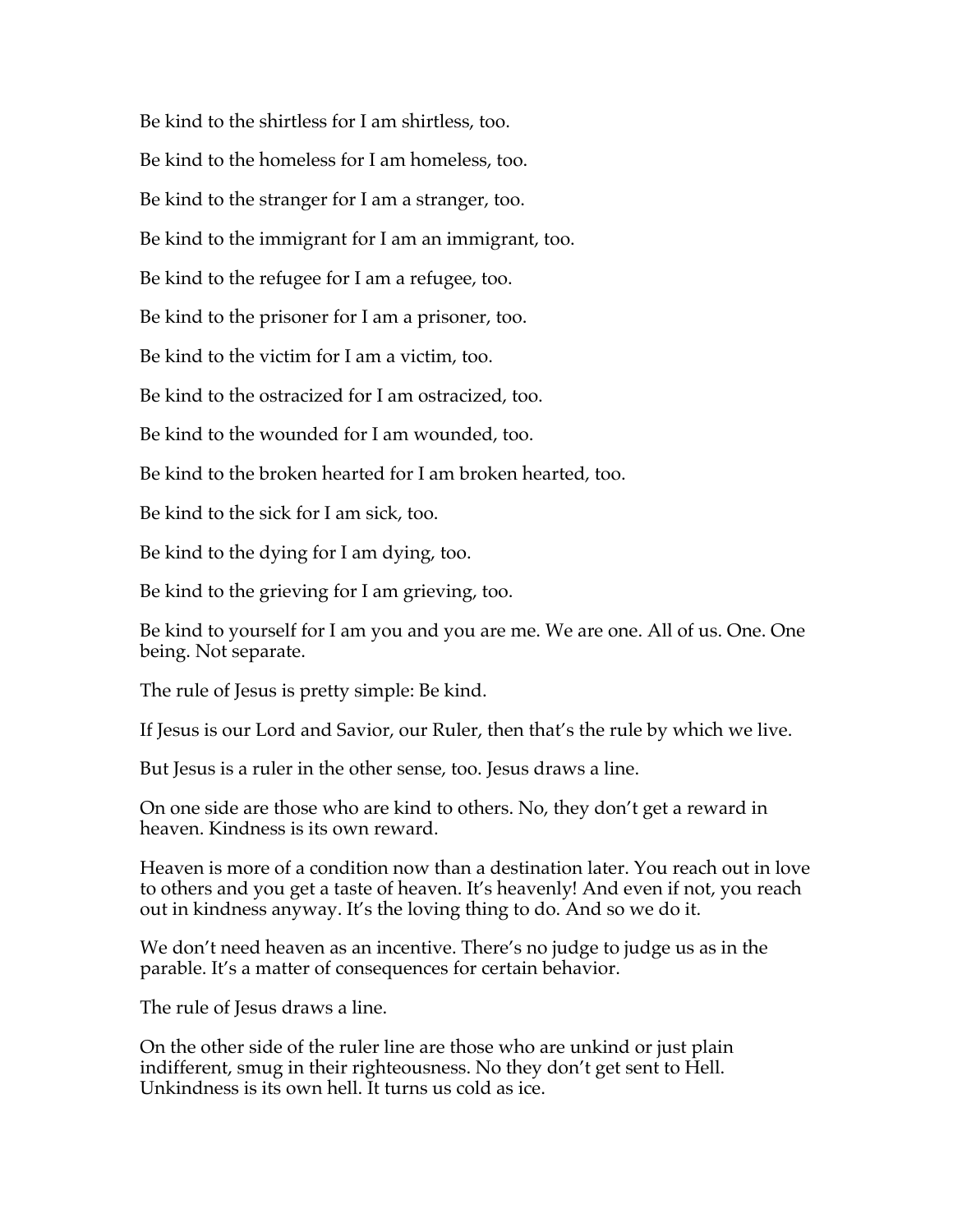Be kind to the shirtless for I am shirtless, too.

Be kind to the homeless for I am homeless, too.

Be kind to the stranger for I am a stranger, too.

Be kind to the immigrant for I am an immigrant, too.

Be kind to the refugee for I am a refugee, too.

Be kind to the prisoner for I am a prisoner, too.

Be kind to the victim for I am a victim, too.

Be kind to the ostracized for I am ostracized, too.

Be kind to the wounded for I am wounded, too.

Be kind to the broken hearted for I am broken hearted, too.

Be kind to the sick for I am sick, too.

Be kind to the dying for I am dying, too.

Be kind to the grieving for I am grieving, too.

Be kind to yourself for I am you and you are me. We are one. All of us. One. One being. Not separate.

The rule of Jesus is pretty simple: Be kind.

If Jesus is our Lord and Savior, our Ruler, then that's the rule by which we live.

But Jesus is a ruler in the other sense, too. Jesus draws a line.

On one side are those who are kind to others. No, they don't get a reward in heaven. Kindness is its own reward.

Heaven is more of a condition now than a destination later. You reach out in love to others and you get a taste of heaven. It's heavenly! And even if not, you reach out in kindness anyway. It's the loving thing to do. And so we do it.

We don't need heaven as an incentive. There's no judge to judge us as in the parable. It's a matter of consequences for certain behavior.

The rule of Jesus draws a line.

On the other side of the ruler line are those who are unkind or just plain indifferent, smug in their righteousness. No they don't get sent to Hell. Unkindness is its own hell. It turns us cold as ice.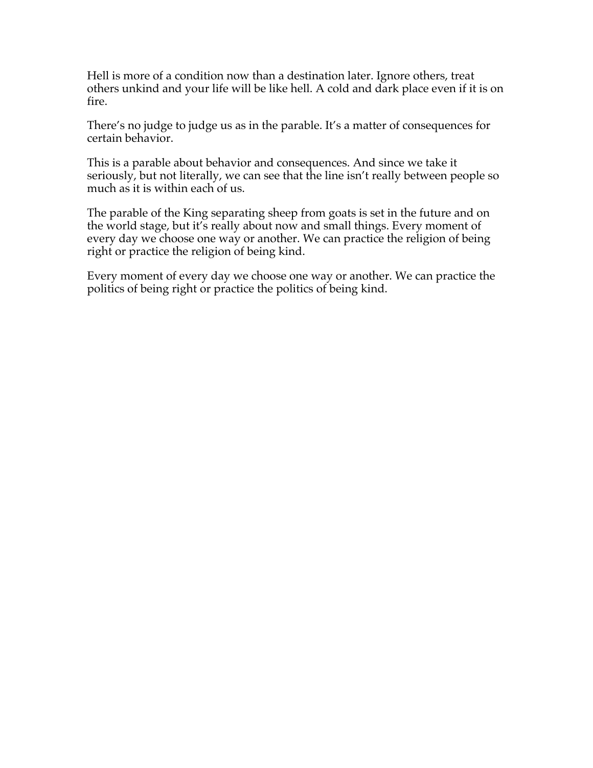Hell is more of a condition now than a destination later. Ignore others, treat others unkind and your life will be like hell. A cold and dark place even if it is on fire.

There's no judge to judge us as in the parable. It's a matter of consequences for certain behavior.

This is a parable about behavior and consequences. And since we take it seriously, but not literally, we can see that the line isn't really between people so much as it is within each of us.

The parable of the King separating sheep from goats is set in the future and on the world stage, but it's really about now and small things. Every moment of every day we choose one way or another. We can practice the religion of being right or practice the religion of being kind.

Every moment of every day we choose one way or another. We can practice the politics of being right or practice the politics of being kind.